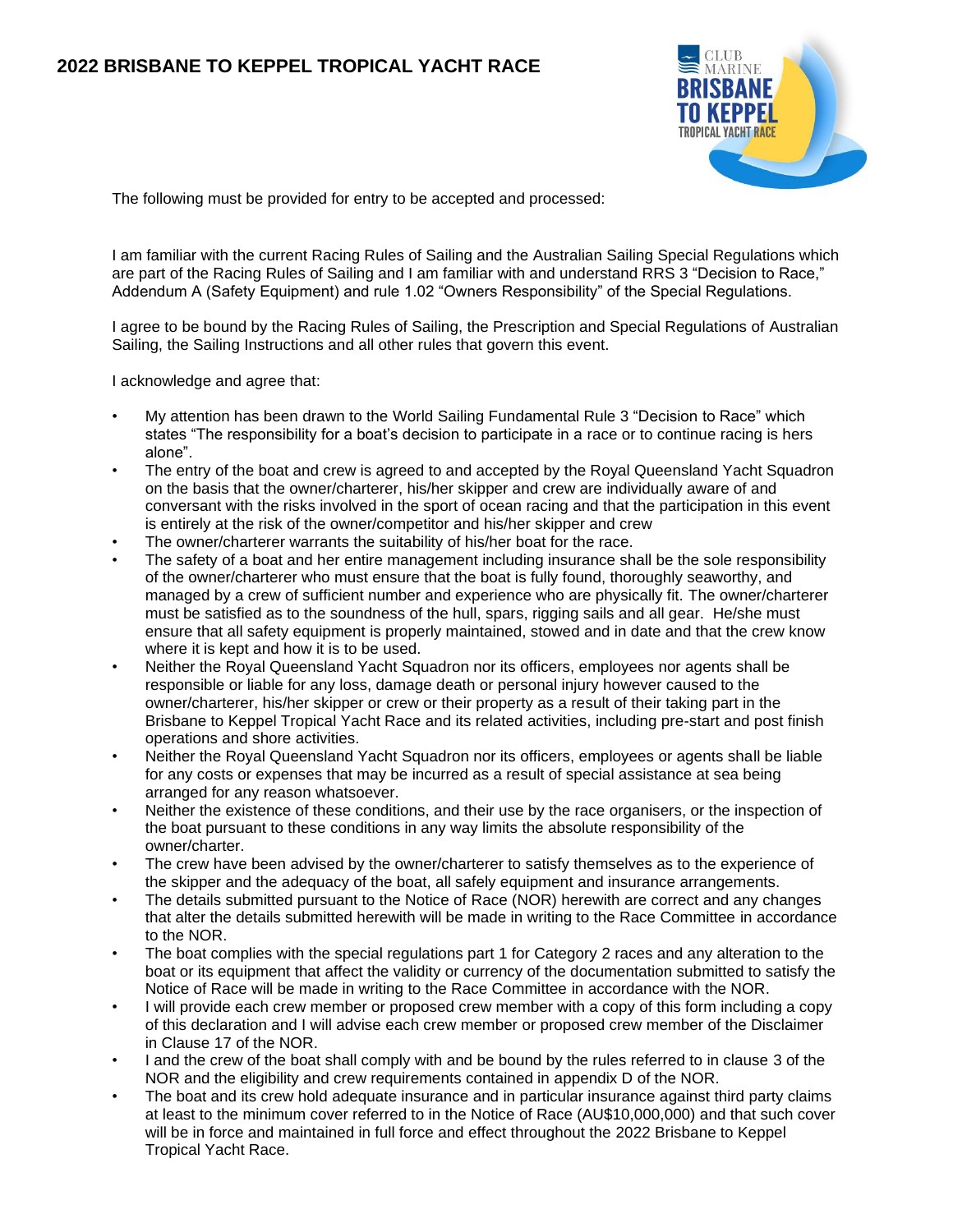# 2022 BRISBANE TO KEPPEL TROPICAL YACHT RACE

The following must be provided for entry to be accepted and processed:

I am familiar with the current Racing Rules of Sailing and the Australian Sailing Special Regulations which are part of the Racing Rules of Sailing and I am familiar with and understand RRS 3 "Decision to Race," Addendum A (Safety Equipment) and rule 1.02 "Owners Responsibility" of the Special Regulations.

I agree to be bound by the Racing Rules of Sailing, the Prescription and Special Regulations of Australian Sailing, the Sailing Instructions and all other rules that govern this event.

I acknowledge and agree that:

- My attention has been drawn to the World Sailing Fundamental Rule 3 "Decision to Race" which states "The responsibility for a boat's decision to participate in a race or to continue racing is hers alone".
- The entry of the boat and crew is agreed to and accepted by the Royal Queensland Yacht Squadron on the basis that the owner/charterer, his/her skipper and crew are individually aware of and conversant with the risks involved in the sport of ocean racing and that the participation in this event is entirely at the risk of the owner/competitor and his/her skipper and crew
- The owner/charterer warrants the suitability of his/her boat for the race.
- The safety of a boat and her entire management including insurance shall be the sole responsibility of the owner/charterer who must ensure that the boat is fully found, thoroughly seaworthy, and managed by a crew of sufficient number and experience who are physically fit. The owner/charterer must be satisfied as to the soundness of the hull, spars, rigging sails and all gear. He/she must ensure that all safety equipment is properly maintained, stowed and in date and that the crew know where it is kept and how it is to be used.
- Neither the Royal Queensland Yacht Squadron nor its officers, employees nor agents shall be responsible or liable for any loss, damage death or personal injury however caused to the owner/charterer, his/her skipper or crew or their property as a result of their taking part in the Brisbane to Keppel Tropical Yacht Race and its related activities, including pre-start and post finish operations and shore activities.
- Neither the Royal Queensland Yacht Squadron nor its officers, employees or agents shall be liable for any costs or expenses that may be incurred as a result of special assistance at sea being arranged for any reason whatsoever.
- Neither the existence of these conditions, and their use by the race organisers, or the inspection of the boat pursuant to these conditions in any way limits the absolute responsibility of the owner/charter.
- The crew have been advised by the owner/charterer to satisfy themselves as to the experience of the skipper and the adequacy of the boat, all safely equipment and insurance arrangements.
- The details submitted pursuant to the Notice of Race (NOR) herewith are correct and any changes that alter the details submitted herewith will be made in writing to the Race Committee in accordance to the NOR.
- The boat complies with the special regulations part 1 for Category 2 races and any alteration to the boat or its equipment that affect the validity or currency of the documentation submitted to satisfy the Notice of Race will be made in writing to the Race Committee in accordance with the NOR.
- I will provide each crew member or proposed crew member with a copy of this form including a copy of this declaration and I will advise each crew member or proposed crew member of the Disclaimer in Clause 17 of the NOR.
- I and the crew of the boat shall comply with and be bound by the rules referred to in clause 3 of the NOR and the eligibility and crew requirements contained in appendix D of the NOR.
- The boat and its crew hold adequate insurance and in particular insurance against third party claims at least to the minimum cover referred to in the Notice of Race (AU$10,000,000) and that such cover will be in force and maintained in full force and effect throughout the 2022 Brisbane to Keppel Tropical Yacht Race.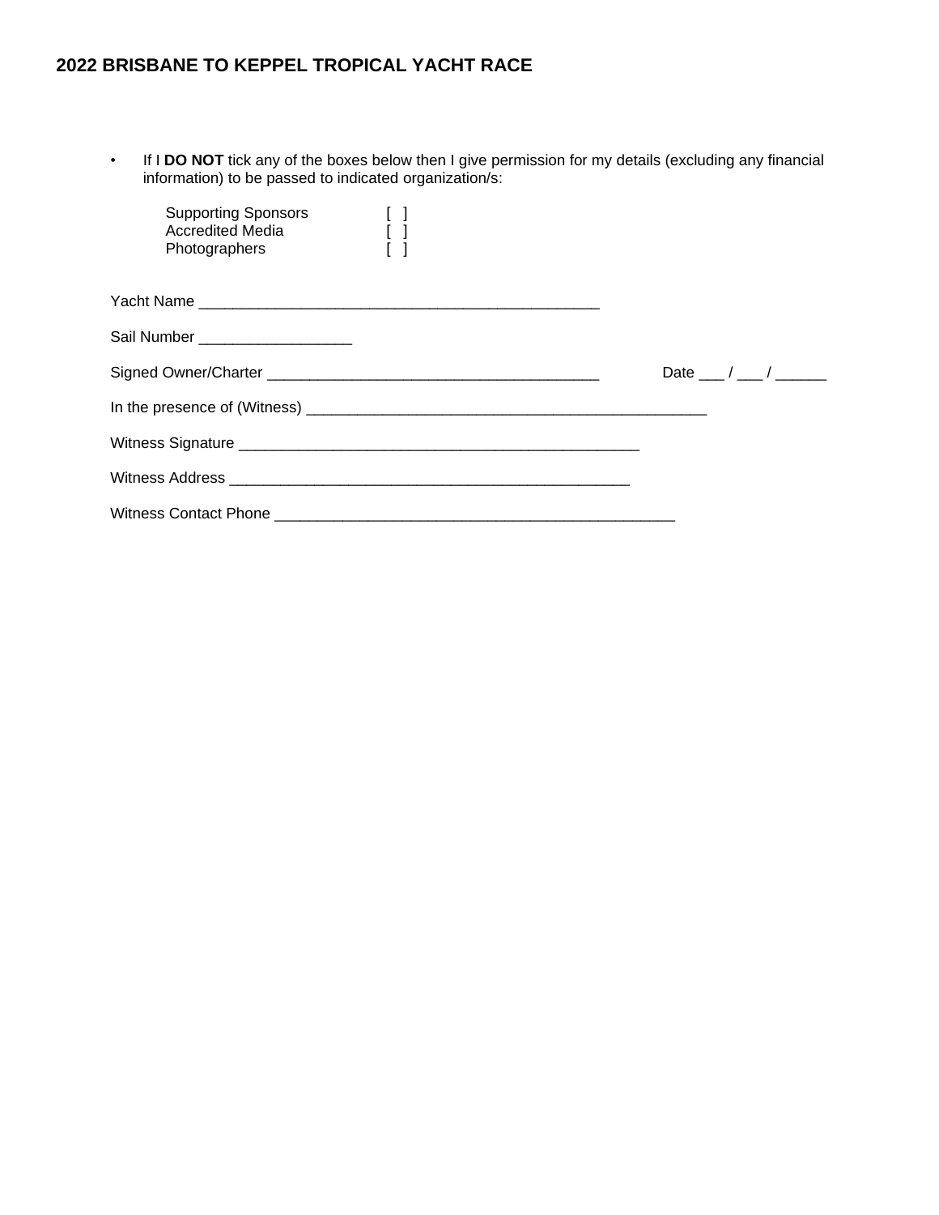## 2022 BRISBANE TO KEPPEL TROPICAL YACHT RACE

- If I **DO NOT** tick any of the boxes below then I give permission for my details (excluding any financial information) to be passed to indicated organization/s:

  Supporting Sponsors [ ]
  Accredited Media [ ]
  Photographers [ ]

Yacht Name ________________________________________________

Sail Number __________________

Signed Owner/Charter ________________________________________ Date ___ / ___ / ______

In the presence of (Witness) ________________________________________________

Witness Signature ________________________________________________

Witness Address ________________________________________________

Witness Contact Phone ________________________________________________